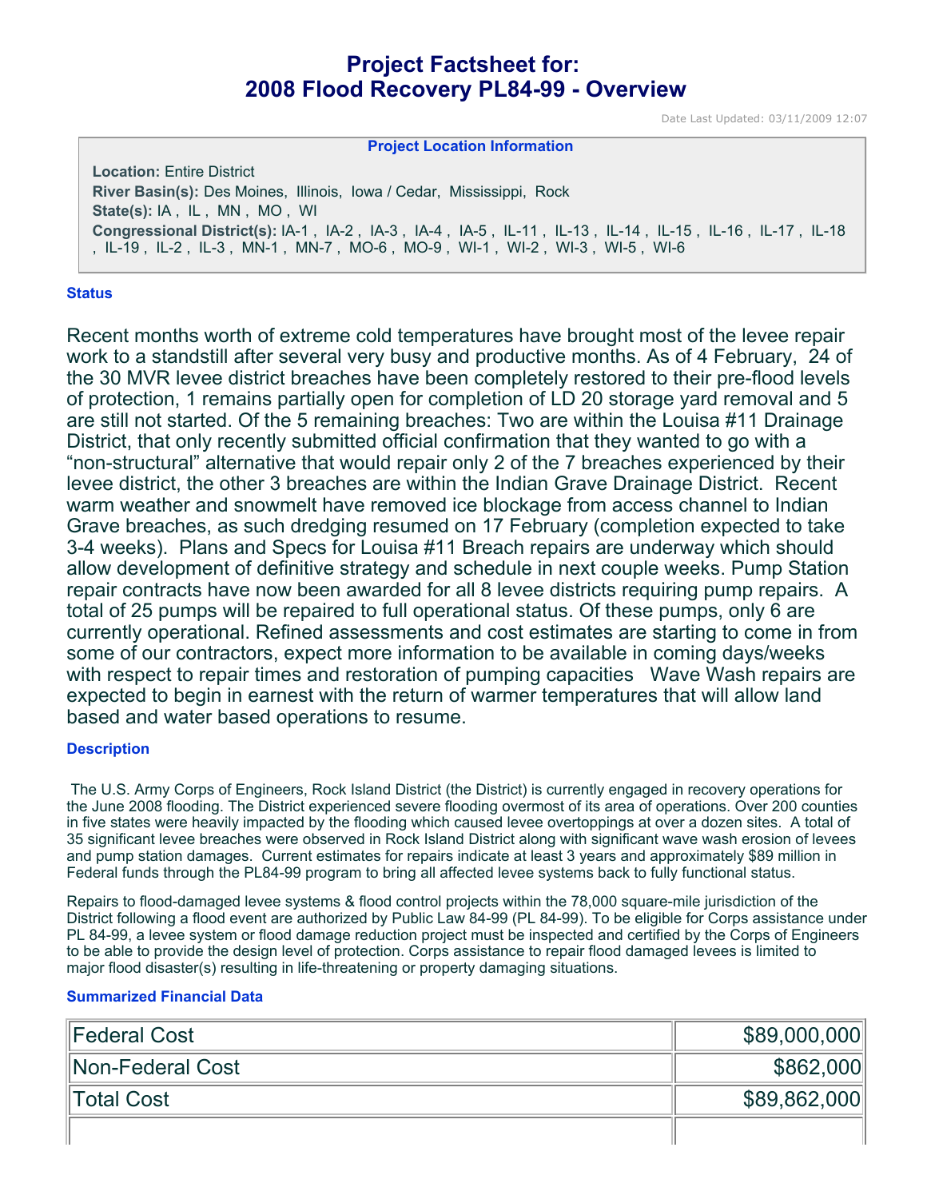# Project Factsheet for: 2008 Flood Recovery PL84-99 - Overview

Date Last Updated: 03/11/2009 12:07

**Project Location Information**

**Location:** Entire District
**River Basin(s):** Des Moines, Illinois, Iowa / Cedar, Mississippi, Rock
**State(s):** IA , IL , MN , MO , WI
**Congressional District(s):** IA-1 , IA-2 , IA-3 , IA-4 , IA-5 , IL-11 , IL-13 , IL-14 , IL-15 , IL-16 , IL-17 , IL-18 , IL-19 , IL-2 , IL-3 , MN-1 , MN-7 , MO-6 , MO-9 , WI-1 , WI-2 , WI-3 , WI-5 , WI-6

### Status

Recent months worth of extreme cold temperatures have brought most of the levee repair work to a standstill after several very busy and productive months. As of 4 February, 24 of the 30 MVR levee district breaches have been completely restored to their pre-flood levels of protection, 1 remains partially open for completion of LD 20 storage yard removal and 5 are still not started. Of the 5 remaining breaches: Two are within the Louisa #11 Drainage District, that only recently submitted official confirmation that they wanted to go with a "non-structural" alternative that would repair only 2 of the 7 breaches experienced by their levee district, the other 3 breaches are within the Indian Grave Drainage District. Recent warm weather and snowmelt have removed ice blockage from access channel to Indian Grave breaches, as such dredging resumed on 17 February (completion expected to take 3-4 weeks). Plans and Specs for Louisa #11 Breach repairs are underway which should allow development of definitive strategy and schedule in next couple weeks. Pump Station repair contracts have now been awarded for all 8 levee districts requiring pump repairs. A total of 25 pumps will be repaired to full operational status. Of these pumps, only 6 are currently operational. Refined assessments and cost estimates are starting to come in from some of our contractors, expect more information to be available in coming days/weeks with respect to repair times and restoration of pumping capacities Wave Wash repairs are expected to begin in earnest with the return of warmer temperatures that will allow land based and water based operations to resume.

### Description

The U.S. Army Corps of Engineers, Rock Island District (the District) is currently engaged in recovery operations for the June 2008 flooding. The District experienced severe flooding overmost of its area of operations. Over 200 counties in five states were heavily impacted by the flooding which caused levee overtoppings at over a dozen sites. A total of 35 significant levee breaches were observed in Rock Island District along with significant wave wash erosion of levees and pump station damages. Current estimates for repairs indicate at least 3 years and approximately $89 million in Federal funds through the PL84-99 program to bring all affected levee systems back to fully functional status.

Repairs to flood-damaged levee systems & flood control projects within the 78,000 square-mile jurisdiction of the District following a flood event are authorized by Public Law 84-99 (PL 84-99). To be eligible for Corps assistance under PL 84-99, a levee system or flood damage reduction project must be inspected and certified by the Corps of Engineers to be able to provide the design level of protection. Corps assistance to repair flood damaged levees is limited to major flood disaster(s) resulting in life-threatening or property damaging situations.

### Summarized Financial Data

| | |
|---|---:|
| Federal Cost | $89,000,000 |
| Non-Federal Cost | $862,000 |
| Total Cost | $89,862,000 |
| | |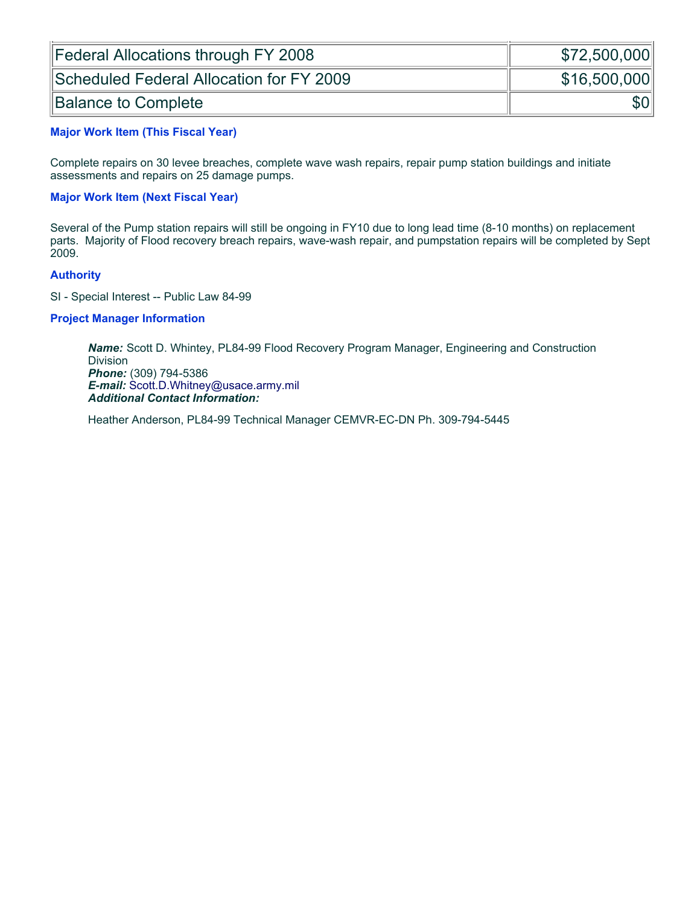| | |
|---|---|
| Federal Allocations through FY 2008 | $72,500,000 |
| Scheduled Federal Allocation for FY 2009 | $16,500,000 |
| Balance to Complete | $0 |

### Major Work Item (This Fiscal Year)

Complete repairs on 30 levee breaches, complete wave wash repairs, repair pump station buildings and initiate assessments and repairs on 25 damage pumps.

### Major Work Item (Next Fiscal Year)

Several of the Pump station repairs will still be ongoing in FY10 due to long lead time (8-10 months) on replacement parts. Majority of Flood recovery breach repairs, wave-wash repair, and pumpstation repairs will be completed by Sept 2009.

### Authority

SI - Special Interest -- Public Law 84-99

### Project Manager Information

***Name:*** Scott D. Whintey, PL84-99 Flood Recovery Program Manager, Engineering and Construction Division
***Phone:*** (309) 794-5386
***E-mail:*** Scott.D.Whitney@usace.army.mil
***Additional Contact Information:***

Heather Anderson, PL84-99 Technical Manager CEMVR-EC-DN Ph. 309-794-5445